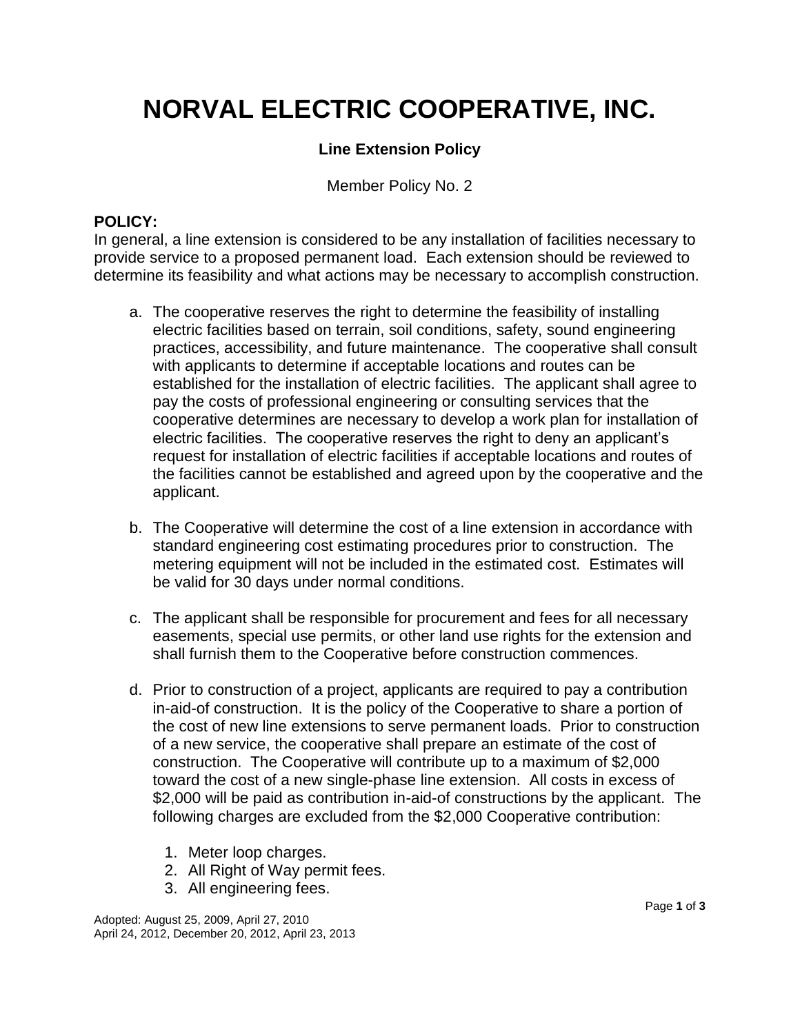# NORVAL ELECTRIC COOPERATIVE, INC.

**Line Extension Policy**

Member Policy No. 2

**POLICY:**

In general, a line extension is considered to be any installation of facilities necessary to provide service to a proposed permanent load. Each extension should be reviewed to determine its feasibility and what actions may be necessary to accomplish construction.

a. The cooperative reserves the right to determine the feasibility of installing electric facilities based on terrain, soil conditions, safety, sound engineering practices, accessibility, and future maintenance. The cooperative shall consult with applicants to determine if acceptable locations and routes can be established for the installation of electric facilities. The applicant shall agree to pay the costs of professional engineering or consulting services that the cooperative determines are necessary to develop a work plan for installation of electric facilities. The cooperative reserves the right to deny an applicant's request for installation of electric facilities if acceptable locations and routes of the facilities cannot be established and agreed upon by the cooperative and the applicant.

b. The Cooperative will determine the cost of a line extension in accordance with standard engineering cost estimating procedures prior to construction. The metering equipment will not be included in the estimated cost. Estimates will be valid for 30 days under normal conditions.

c. The applicant shall be responsible for procurement and fees for all necessary easements, special use permits, or other land use rights for the extension and shall furnish them to the Cooperative before construction commences.

d. Prior to construction of a project, applicants are required to pay a contribution in-aid-of construction. It is the policy of the Cooperative to share a portion of the cost of new line extensions to serve permanent loads. Prior to construction of a new service, the cooperative shall prepare an estimate of the cost of construction. The Cooperative will contribute up to a maximum of $2,000 toward the cost of a new single-phase line extension. All costs in excess of $2,000 will be paid as contribution in-aid-of constructions by the applicant. The following charges are excluded from the $2,000 Cooperative contribution:

   1. Meter loop charges.
   2. All Right of Way permit fees.
   3. All engineering fees.

Adopted: August 25, 2009, April 27, 2010
April 24, 2012, December 20, 2012, April 23, 2013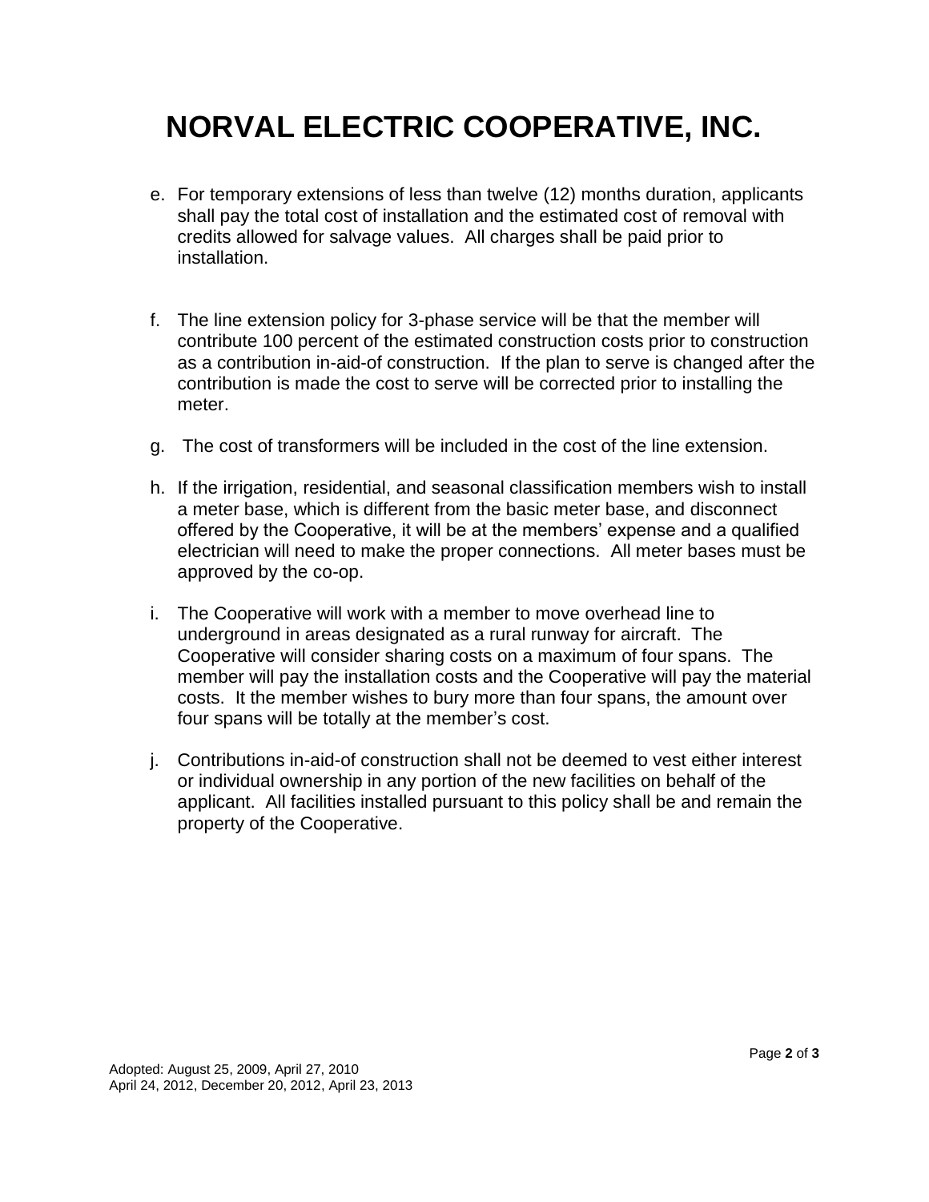# NORVAL ELECTRIC COOPERATIVE, INC.

e. For temporary extensions of less than twelve (12) months duration, applicants shall pay the total cost of installation and the estimated cost of removal with credits allowed for salvage values. All charges shall be paid prior to installation.

f. The line extension policy for 3-phase service will be that the member will contribute 100 percent of the estimated construction costs prior to construction as a contribution in-aid-of construction. If the plan to serve is changed after the contribution is made the cost to serve will be corrected prior to installing the meter.

g. The cost of transformers will be included in the cost of the line extension.

h. If the irrigation, residential, and seasonal classification members wish to install a meter base, which is different from the basic meter base, and disconnect offered by the Cooperative, it will be at the members' expense and a qualified electrician will need to make the proper connections. All meter bases must be approved by the co-op.

i. The Cooperative will work with a member to move overhead line to underground in areas designated as a rural runway for aircraft. The Cooperative will consider sharing costs on a maximum of four spans. The member will pay the installation costs and the Cooperative will pay the material costs. It the member wishes to bury more than four spans, the amount over four spans will be totally at the member's cost.

j. Contributions in-aid-of construction shall not be deemed to vest either interest or individual ownership in any portion of the new facilities on behalf of the applicant. All facilities installed pursuant to this policy shall be and remain the property of the Cooperative.

Adopted: August 25, 2009, April 27, 2010
April 24, 2012, December 20, 2012, April 23, 2013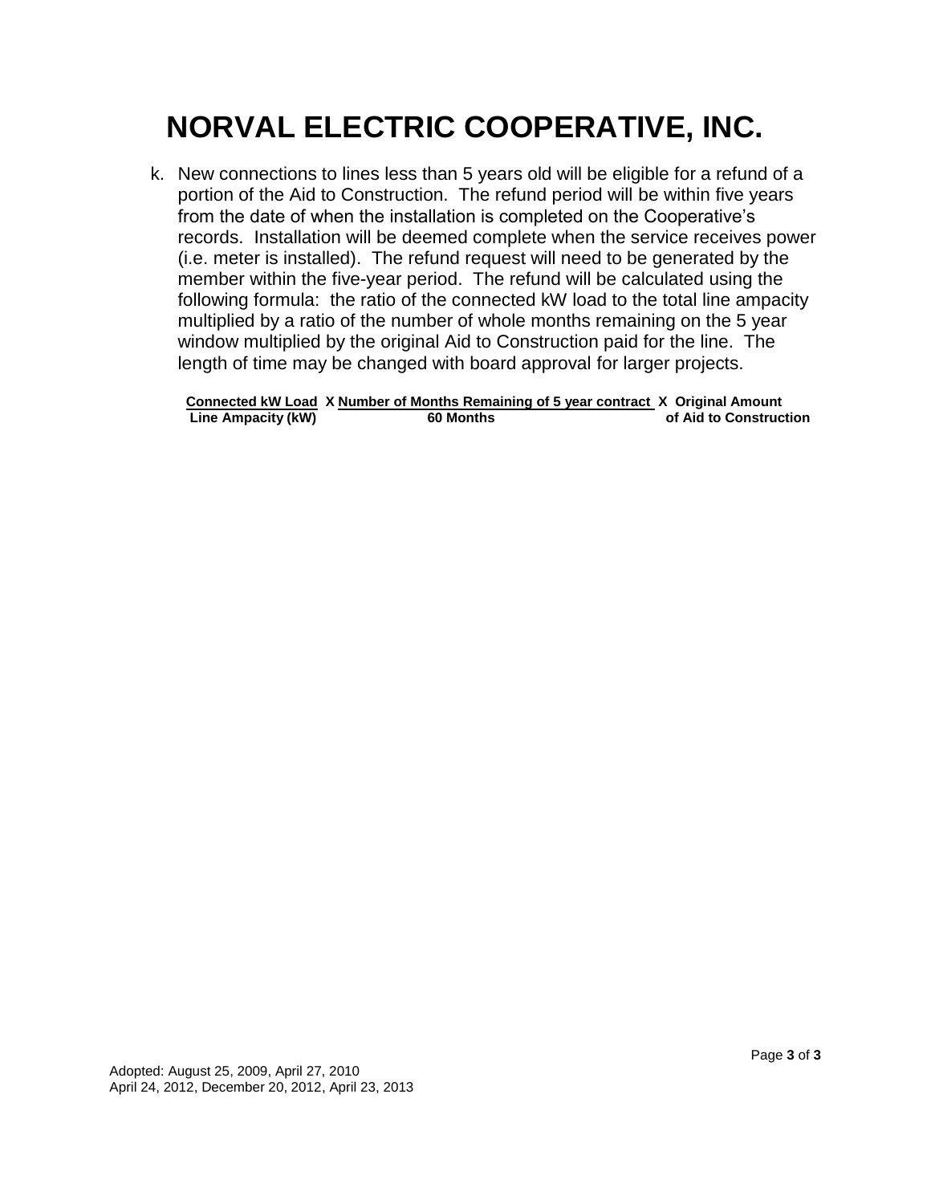# NORVAL ELECTRIC COOPERATIVE, INC.

k. New connections to lines less than 5 years old will be eligible for a refund of a portion of the Aid to Construction. The refund period will be within five years from the date of when the installation is completed on the Cooperative's records. Installation will be deemed complete when the service receives power (i.e. meter is installed). The refund request will need to be generated by the member within the five-year period. The refund will be calculated using the following formula: the ratio of the connected kW load to the total line ampacity multiplied by a ratio of the number of whole months remaining on the 5 year window multiplied by the original Aid to Construction paid for the line. The length of time may be changed with board approval for larger projects.

$$\frac{\textbf{Connected kW Load}}{\textbf{Line Ampacity (kW)}} \times \frac{\textbf{Number of Months Remaining of 5 year contract}}{\textbf{60 Months}} \times \textbf{Original Amount of Aid to Construction}$$

Adopted: August 25, 2009, April 27, 2010
April 24, 2012, December 20, 2012, April 23, 2013